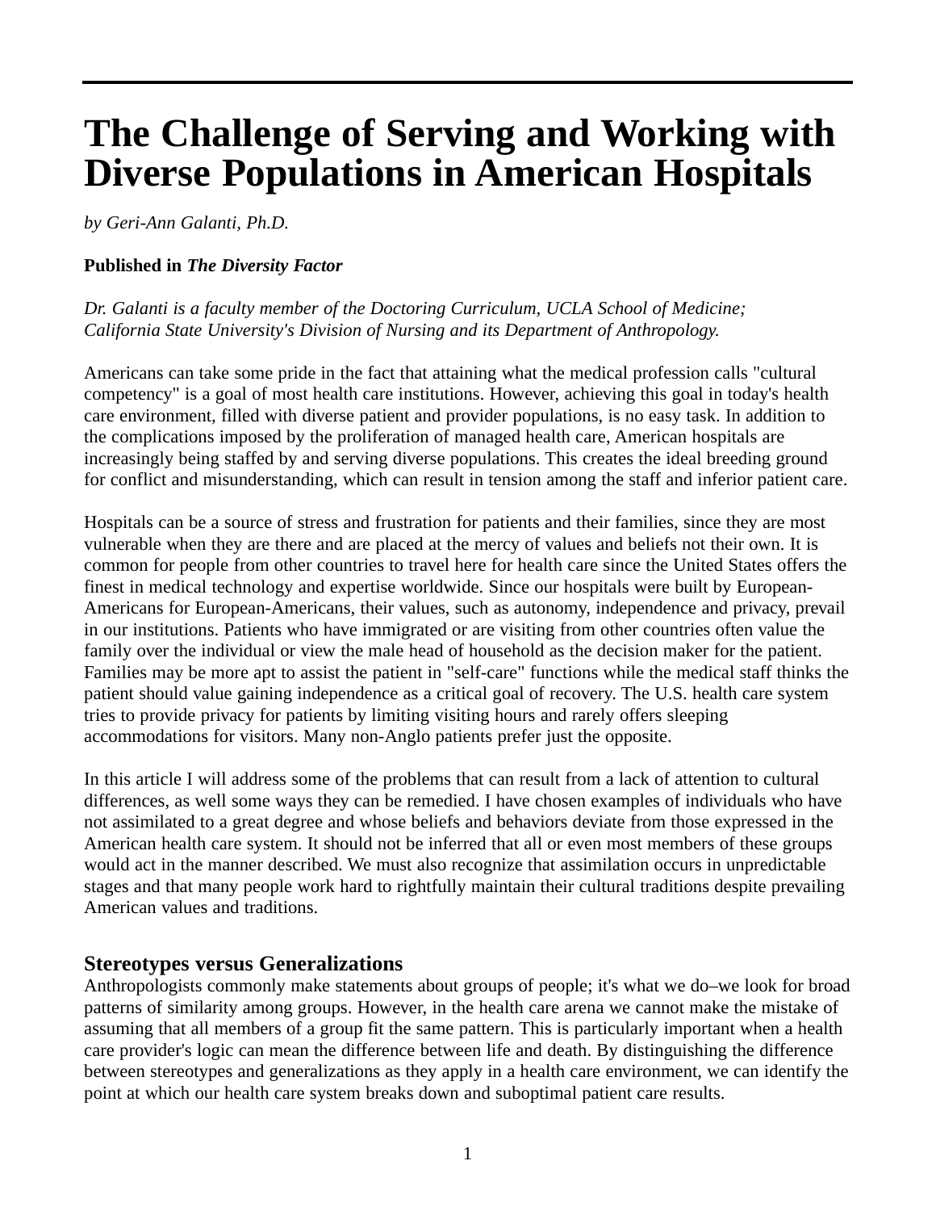# The Challenge of Serving and Working with Diverse Populations in American Hospitals

*by Geri-Ann Galanti, Ph.D.*

**Published in *The Diversity Factor***

*Dr. Galanti is a faculty member of the Doctoring Curriculum, UCLA School of Medicine; California State University's Division of Nursing and its Department of Anthropology.*

Americans can take some pride in the fact that attaining what the medical profession calls "cultural competency" is a goal of most health care institutions. However, achieving this goal in today's health care environment, filled with diverse patient and provider populations, is no easy task. In addition to the complications imposed by the proliferation of managed health care, American hospitals are increasingly being staffed by and serving diverse populations. This creates the ideal breeding ground for conflict and misunderstanding, which can result in tension among the staff and inferior patient care.

Hospitals can be a source of stress and frustration for patients and their families, since they are most vulnerable when they are there and are placed at the mercy of values and beliefs not their own. It is common for people from other countries to travel here for health care since the United States offers the finest in medical technology and expertise worldwide. Since our hospitals were built by European-Americans for European-Americans, their values, such as autonomy, independence and privacy, prevail in our institutions. Patients who have immigrated or are visiting from other countries often value the family over the individual or view the male head of household as the decision maker for the patient. Families may be more apt to assist the patient in "self-care" functions while the medical staff thinks the patient should value gaining independence as a critical goal of recovery. The U.S. health care system tries to provide privacy for patients by limiting visiting hours and rarely offers sleeping accommodations for visitors. Many non-Anglo patients prefer just the opposite.

In this article I will address some of the problems that can result from a lack of attention to cultural differences, as well some ways they can be remedied. I have chosen examples of individuals who have not assimilated to a great degree and whose beliefs and behaviors deviate from those expressed in the American health care system. It should not be inferred that all or even most members of these groups would act in the manner described. We must also recognize that assimilation occurs in unpredictable stages and that many people work hard to rightfully maintain their cultural traditions despite prevailing American values and traditions.

## Stereotypes versus Generalizations

Anthropologists commonly make statements about groups of people; it's what we do–we look for broad patterns of similarity among groups. However, in the health care arena we cannot make the mistake of assuming that all members of a group fit the same pattern. This is particularly important when a health care provider's logic can mean the difference between life and death. By distinguishing the difference between stereotypes and generalizations as they apply in a health care environment, we can identify the point at which our health care system breaks down and suboptimal patient care results.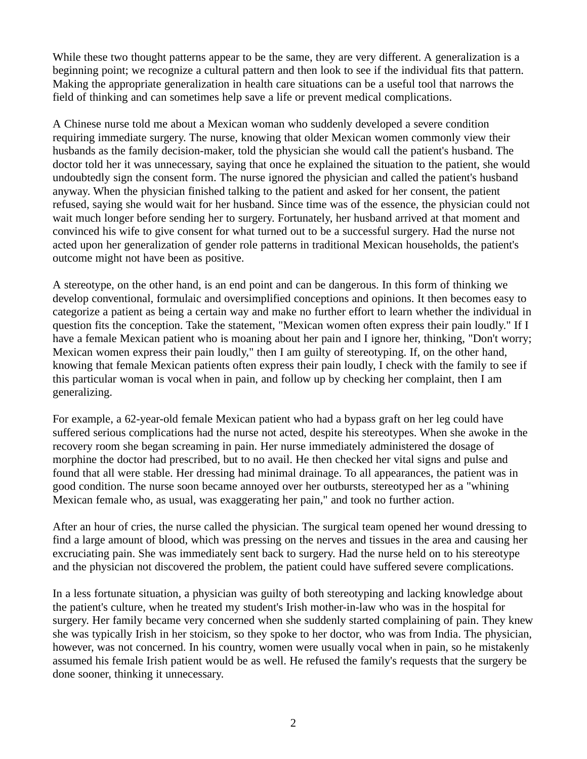While these two thought patterns appear to be the same, they are very different. A generalization is a beginning point; we recognize a cultural pattern and then look to see if the individual fits that pattern. Making the appropriate generalization in health care situations can be a useful tool that narrows the field of thinking and can sometimes help save a life or prevent medical complications.

A Chinese nurse told me about a Mexican woman who suddenly developed a severe condition requiring immediate surgery. The nurse, knowing that older Mexican women commonly view their husbands as the family decision-maker, told the physician she would call the patient's husband. The doctor told her it was unnecessary, saying that once he explained the situation to the patient, she would undoubtedly sign the consent form. The nurse ignored the physician and called the patient's husband anyway. When the physician finished talking to the patient and asked for her consent, the patient refused, saying she would wait for her husband. Since time was of the essence, the physician could not wait much longer before sending her to surgery. Fortunately, her husband arrived at that moment and convinced his wife to give consent for what turned out to be a successful surgery. Had the nurse not acted upon her generalization of gender role patterns in traditional Mexican households, the patient's outcome might not have been as positive.

A stereotype, on the other hand, is an end point and can be dangerous. In this form of thinking we develop conventional, formulaic and oversimplified conceptions and opinions. It then becomes easy to categorize a patient as being a certain way and make no further effort to learn whether the individual in question fits the conception. Take the statement, "Mexican women often express their pain loudly." If I have a female Mexican patient who is moaning about her pain and I ignore her, thinking, "Don't worry; Mexican women express their pain loudly," then I am guilty of stereotyping. If, on the other hand, knowing that female Mexican patients often express their pain loudly, I check with the family to see if this particular woman is vocal when in pain, and follow up by checking her complaint, then I am generalizing.

For example, a 62-year-old female Mexican patient who had a bypass graft on her leg could have suffered serious complications had the nurse not acted, despite his stereotypes. When she awoke in the recovery room she began screaming in pain. Her nurse immediately administered the dosage of morphine the doctor had prescribed, but to no avail. He then checked her vital signs and pulse and found that all were stable. Her dressing had minimal drainage. To all appearances, the patient was in good condition. The nurse soon became annoyed over her outbursts, stereotyped her as a "whining Mexican female who, as usual, was exaggerating her pain," and took no further action.

After an hour of cries, the nurse called the physician. The surgical team opened her wound dressing to find a large amount of blood, which was pressing on the nerves and tissues in the area and causing her excruciating pain. She was immediately sent back to surgery. Had the nurse held on to his stereotype and the physician not discovered the problem, the patient could have suffered severe complications.

In a less fortunate situation, a physician was guilty of both stereotyping and lacking knowledge about the patient's culture, when he treated my student's Irish mother-in-law who was in the hospital for surgery. Her family became very concerned when she suddenly started complaining of pain. They knew she was typically Irish in her stoicism, so they spoke to her doctor, who was from India. The physician, however, was not concerned. In his country, women were usually vocal when in pain, so he mistakenly assumed his female Irish patient would be as well. He refused the family's requests that the surgery be done sooner, thinking it unnecessary.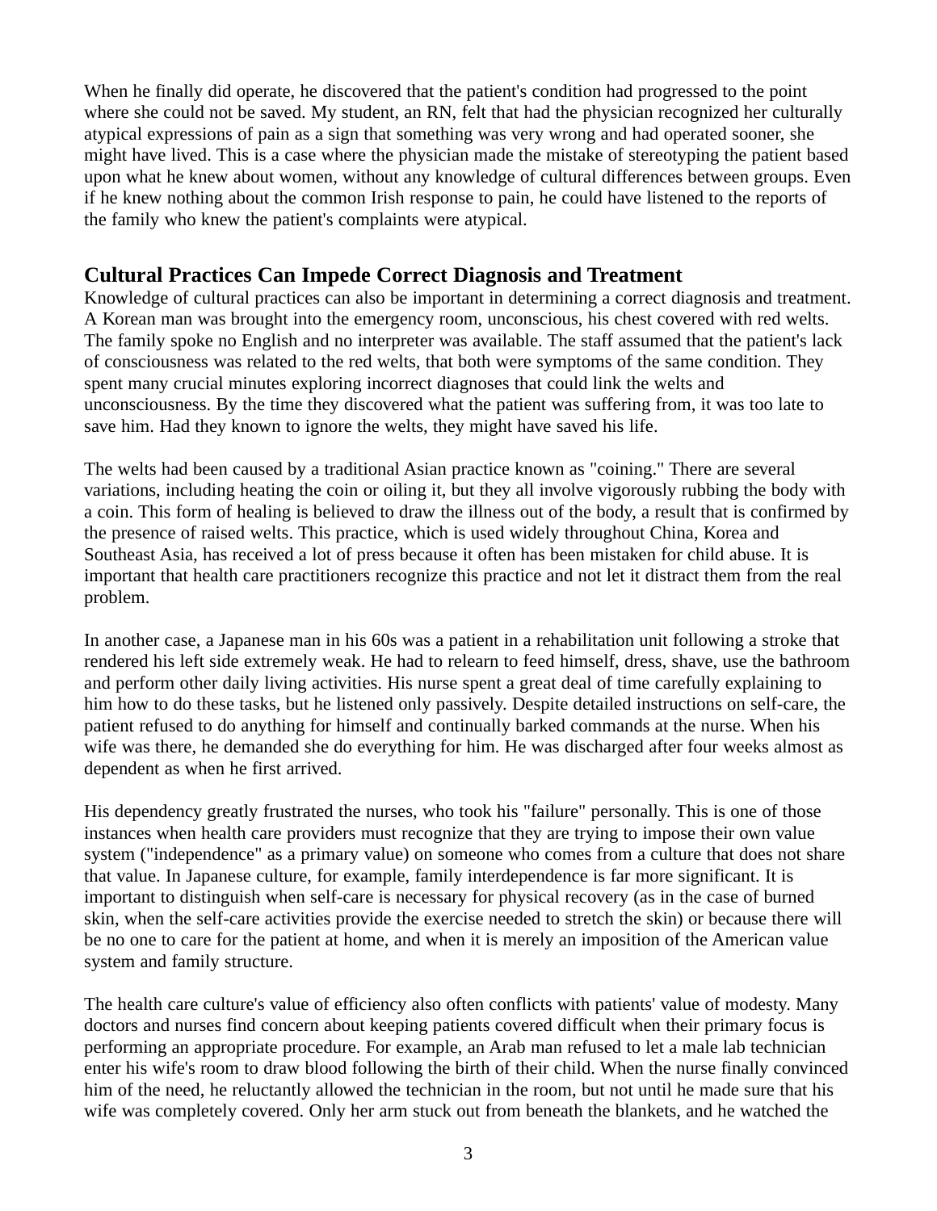When he finally did operate, he discovered that the patient's condition had progressed to the point where she could not be saved. My student, an RN, felt that had the physician recognized her culturally atypical expressions of pain as a sign that something was very wrong and had operated sooner, she might have lived. This is a case where the physician made the mistake of stereotyping the patient based upon what he knew about women, without any knowledge of cultural differences between groups. Even if he knew nothing about the common Irish response to pain, he could have listened to the reports of the family who knew the patient's complaints were atypical.

## Cultural Practices Can Impede Correct Diagnosis and Treatment

Knowledge of cultural practices can also be important in determining a correct diagnosis and treatment. A Korean man was brought into the emergency room, unconscious, his chest covered with red welts. The family spoke no English and no interpreter was available. The staff assumed that the patient's lack of consciousness was related to the red welts, that both were symptoms of the same condition. They spent many crucial minutes exploring incorrect diagnoses that could link the welts and unconsciousness. By the time they discovered what the patient was suffering from, it was too late to save him. Had they known to ignore the welts, they might have saved his life.

The welts had been caused by a traditional Asian practice known as "coining." There are several variations, including heating the coin or oiling it, but they all involve vigorously rubbing the body with a coin. This form of healing is believed to draw the illness out of the body, a result that is confirmed by the presence of raised welts. This practice, which is used widely throughout China, Korea and Southeast Asia, has received a lot of press because it often has been mistaken for child abuse. It is important that health care practitioners recognize this practice and not let it distract them from the real problem.

In another case, a Japanese man in his 60s was a patient in a rehabilitation unit following a stroke that rendered his left side extremely weak. He had to relearn to feed himself, dress, shave, use the bathroom and perform other daily living activities. His nurse spent a great deal of time carefully explaining to him how to do these tasks, but he listened only passively. Despite detailed instructions on self-care, the patient refused to do anything for himself and continually barked commands at the nurse. When his wife was there, he demanded she do everything for him. He was discharged after four weeks almost as dependent as when he first arrived.

His dependency greatly frustrated the nurses, who took his "failure" personally. This is one of those instances when health care providers must recognize that they are trying to impose their own value system ("independence" as a primary value) on someone who comes from a culture that does not share that value. In Japanese culture, for example, family interdependence is far more significant. It is important to distinguish when self-care is necessary for physical recovery (as in the case of burned skin, when the self-care activities provide the exercise needed to stretch the skin) or because there will be no one to care for the patient at home, and when it is merely an imposition of the American value system and family structure.

The health care culture's value of efficiency also often conflicts with patients' value of modesty. Many doctors and nurses find concern about keeping patients covered difficult when their primary focus is performing an appropriate procedure. For example, an Arab man refused to let a male lab technician enter his wife's room to draw blood following the birth of their child. When the nurse finally convinced him of the need, he reluctantly allowed the technician in the room, but not until he made sure that his wife was completely covered. Only her arm stuck out from beneath the blankets, and he watched the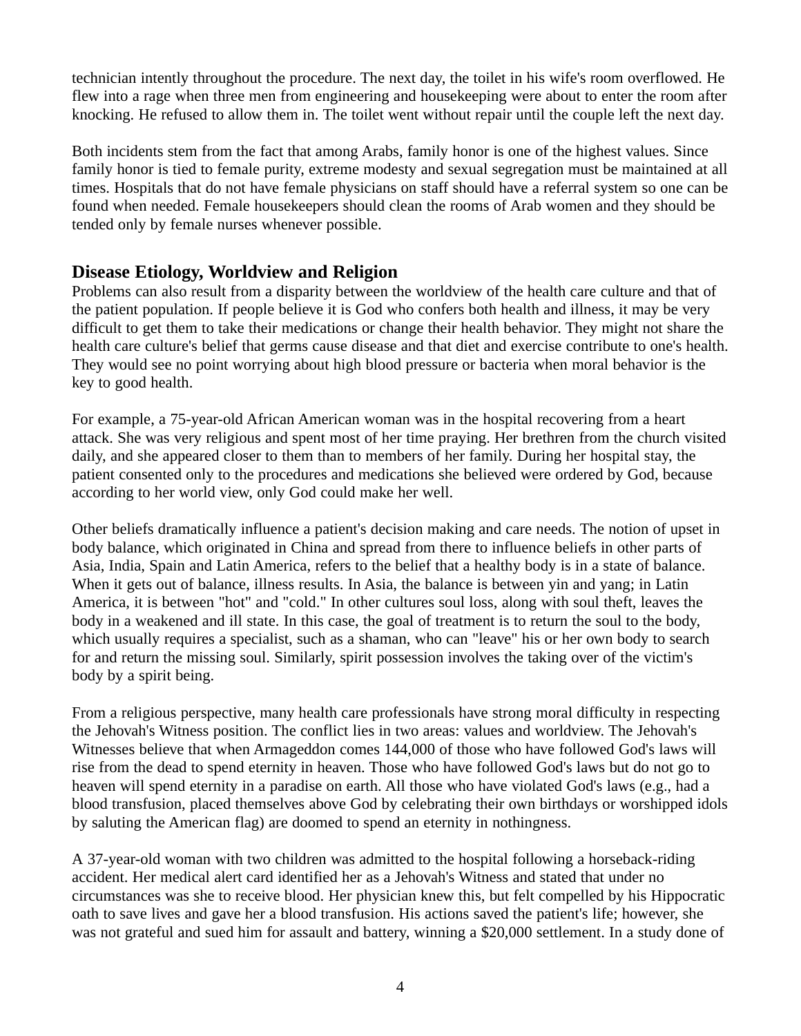technician intently throughout the procedure. The next day, the toilet in his wife's room overflowed. He flew into a rage when three men from engineering and housekeeping were about to enter the room after knocking. He refused to allow them in. The toilet went without repair until the couple left the next day.

Both incidents stem from the fact that among Arabs, family honor is one of the highest values. Since family honor is tied to female purity, extreme modesty and sexual segregation must be maintained at all times. Hospitals that do not have female physicians on staff should have a referral system so one can be found when needed. Female housekeepers should clean the rooms of Arab women and they should be tended only by female nurses whenever possible.

## Disease Etiology, Worldview and Religion

Problems can also result from a disparity between the worldview of the health care culture and that of the patient population. If people believe it is God who confers both health and illness, it may be very difficult to get them to take their medications or change their health behavior. They might not share the health care culture's belief that germs cause disease and that diet and exercise contribute to one's health. They would see no point worrying about high blood pressure or bacteria when moral behavior is the key to good health.

For example, a 75-year-old African American woman was in the hospital recovering from a heart attack. She was very religious and spent most of her time praying. Her brethren from the church visited daily, and she appeared closer to them than to members of her family. During her hospital stay, the patient consented only to the procedures and medications she believed were ordered by God, because according to her world view, only God could make her well.

Other beliefs dramatically influence a patient's decision making and care needs. The notion of upset in body balance, which originated in China and spread from there to influence beliefs in other parts of Asia, India, Spain and Latin America, refers to the belief that a healthy body is in a state of balance. When it gets out of balance, illness results. In Asia, the balance is between yin and yang; in Latin America, it is between "hot" and "cold." In other cultures soul loss, along with soul theft, leaves the body in a weakened and ill state. In this case, the goal of treatment is to return the soul to the body, which usually requires a specialist, such as a shaman, who can "leave" his or her own body to search for and return the missing soul. Similarly, spirit possession involves the taking over of the victim's body by a spirit being.

From a religious perspective, many health care professionals have strong moral difficulty in respecting the Jehovah's Witness position. The conflict lies in two areas: values and worldview. The Jehovah's Witnesses believe that when Armageddon comes 144,000 of those who have followed God's laws will rise from the dead to spend eternity in heaven. Those who have followed God's laws but do not go to heaven will spend eternity in a paradise on earth. All those who have violated God's laws (e.g., had a blood transfusion, placed themselves above God by celebrating their own birthdays or worshipped idols by saluting the American flag) are doomed to spend an eternity in nothingness.

A 37-year-old woman with two children was admitted to the hospital following a horseback-riding accident. Her medical alert card identified her as a Jehovah's Witness and stated that under no circumstances was she to receive blood. Her physician knew this, but felt compelled by his Hippocratic oath to save lives and gave her a blood transfusion. His actions saved the patient's life; however, she was not grateful and sued him for assault and battery, winning a $20,000 settlement. In a study done of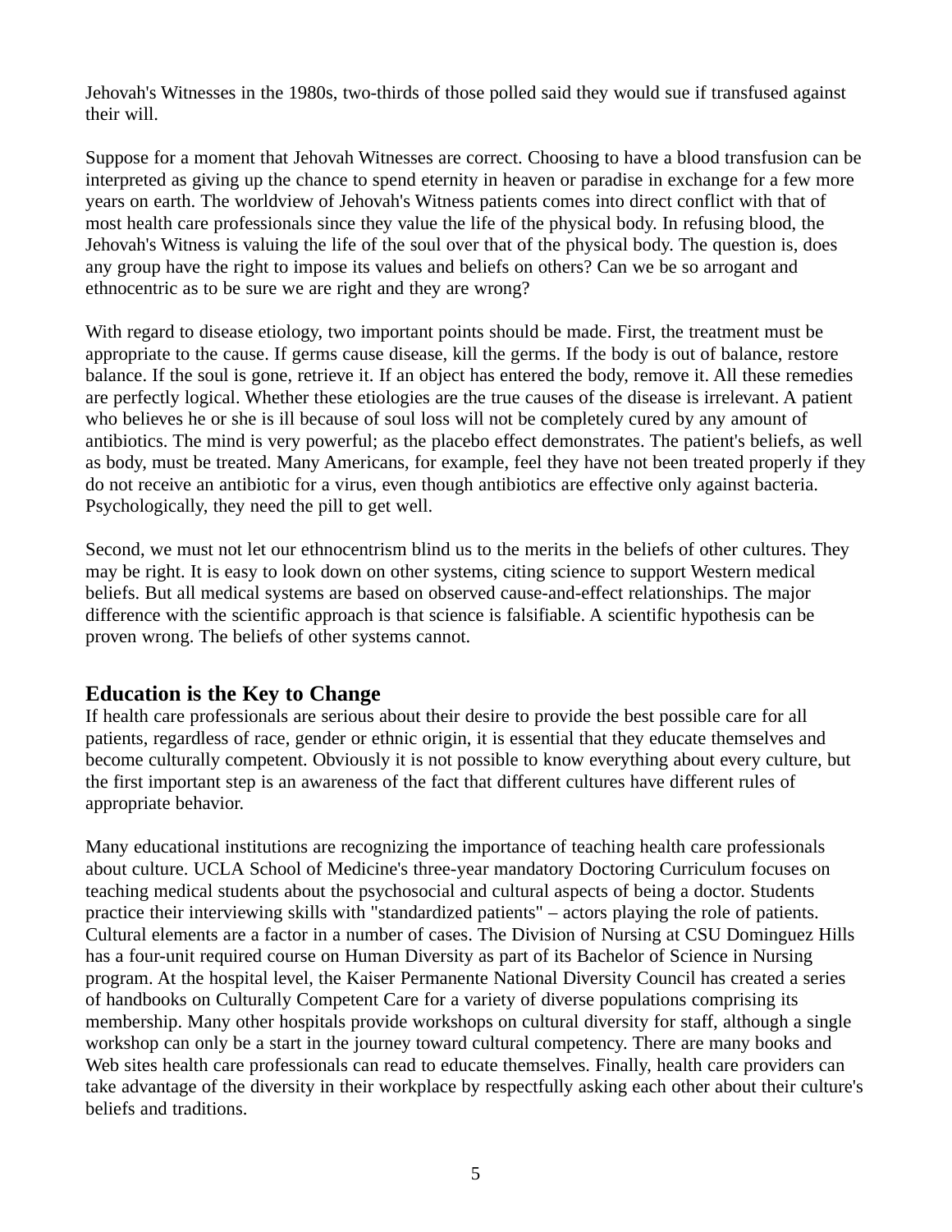Jehovah's Witnesses in the 1980s, two-thirds of those polled said they would sue if transfused against their will.

Suppose for a moment that Jehovah Witnesses are correct. Choosing to have a blood transfusion can be interpreted as giving up the chance to spend eternity in heaven or paradise in exchange for a few more years on earth. The worldview of Jehovah's Witness patients comes into direct conflict with that of most health care professionals since they value the life of the physical body. In refusing blood, the Jehovah's Witness is valuing the life of the soul over that of the physical body. The question is, does any group have the right to impose its values and beliefs on others? Can we be so arrogant and ethnocentric as to be sure we are right and they are wrong?

With regard to disease etiology, two important points should be made. First, the treatment must be appropriate to the cause. If germs cause disease, kill the germs. If the body is out of balance, restore balance. If the soul is gone, retrieve it. If an object has entered the body, remove it. All these remedies are perfectly logical. Whether these etiologies are the true causes of the disease is irrelevant. A patient who believes he or she is ill because of soul loss will not be completely cured by any amount of antibiotics. The mind is very powerful; as the placebo effect demonstrates. The patient's beliefs, as well as body, must be treated. Many Americans, for example, feel they have not been treated properly if they do not receive an antibiotic for a virus, even though antibiotics are effective only against bacteria. Psychologically, they need the pill to get well.

Second, we must not let our ethnocentrism blind us to the merits in the beliefs of other cultures. They may be right. It is easy to look down on other systems, citing science to support Western medical beliefs. But all medical systems are based on observed cause-and-effect relationships. The major difference with the scientific approach is that science is falsifiable. A scientific hypothesis can be proven wrong. The beliefs of other systems cannot.

## Education is the Key to Change

If health care professionals are serious about their desire to provide the best possible care for all patients, regardless of race, gender or ethnic origin, it is essential that they educate themselves and become culturally competent. Obviously it is not possible to know everything about every culture, but the first important step is an awareness of the fact that different cultures have different rules of appropriate behavior.

Many educational institutions are recognizing the importance of teaching health care professionals about culture. UCLA School of Medicine's three-year mandatory Doctoring Curriculum focuses on teaching medical students about the psychosocial and cultural aspects of being a doctor. Students practice their interviewing skills with "standardized patients" – actors playing the role of patients. Cultural elements are a factor in a number of cases. The Division of Nursing at CSU Dominguez Hills has a four-unit required course on Human Diversity as part of its Bachelor of Science in Nursing program. At the hospital level, the Kaiser Permanente National Diversity Council has created a series of handbooks on Culturally Competent Care for a variety of diverse populations comprising its membership. Many other hospitals provide workshops on cultural diversity for staff, although a single workshop can only be a start in the journey toward cultural competency. There are many books and Web sites health care professionals can read to educate themselves. Finally, health care providers can take advantage of the diversity in their workplace by respectfully asking each other about their culture's beliefs and traditions.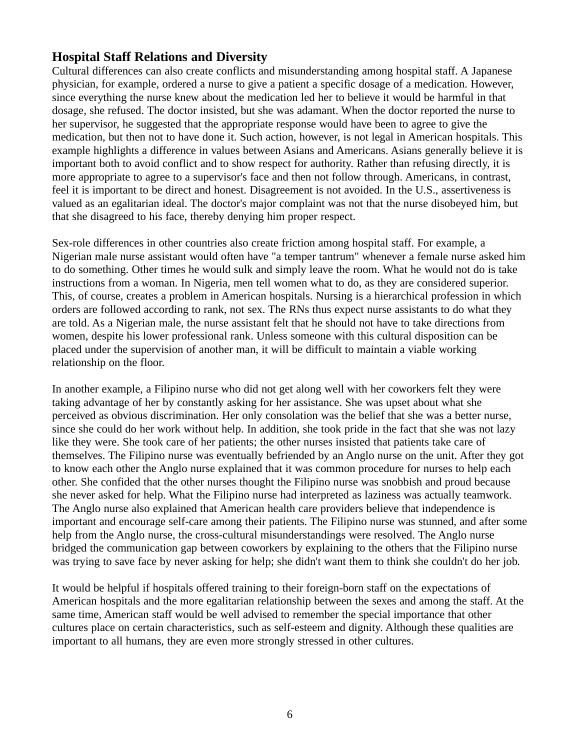## Hospital Staff Relations and Diversity

Cultural differences can also create conflicts and misunderstanding among hospital staff. A Japanese physician, for example, ordered a nurse to give a patient a specific dosage of a medication. However, since everything the nurse knew about the medication led her to believe it would be harmful in that dosage, she refused. The doctor insisted, but she was adamant. When the doctor reported the nurse to her supervisor, he suggested that the appropriate response would have been to agree to give the medication, but then not to have done it. Such action, however, is not legal in American hospitals. This example highlights a difference in values between Asians and Americans. Asians generally believe it is important both to avoid conflict and to show respect for authority. Rather than refusing directly, it is more appropriate to agree to a supervisor's face and then not follow through. Americans, in contrast, feel it is important to be direct and honest. Disagreement is not avoided. In the U.S., assertiveness is valued as an egalitarian ideal. The doctor's major complaint was not that the nurse disobeyed him, but that she disagreed to his face, thereby denying him proper respect.

Sex-role differences in other countries also create friction among hospital staff. For example, a Nigerian male nurse assistant would often have "a temper tantrum" whenever a female nurse asked him to do something. Other times he would sulk and simply leave the room. What he would not do is take instructions from a woman. In Nigeria, men tell women what to do, as they are considered superior. This, of course, creates a problem in American hospitals. Nursing is a hierarchical profession in which orders are followed according to rank, not sex. The RNs thus expect nurse assistants to do what they are told. As a Nigerian male, the nurse assistant felt that he should not have to take directions from women, despite his lower professional rank. Unless someone with this cultural disposition can be placed under the supervision of another man, it will be difficult to maintain a viable working relationship on the floor.

In another example, a Filipino nurse who did not get along well with her coworkers felt they were taking advantage of her by constantly asking for her assistance. She was upset about what she perceived as obvious discrimination. Her only consolation was the belief that she was a better nurse, since she could do her work without help. In addition, she took pride in the fact that she was not lazy like they were. She took care of her patients; the other nurses insisted that patients take care of themselves. The Filipino nurse was eventually befriended by an Anglo nurse on the unit. After they got to know each other the Anglo nurse explained that it was common procedure for nurses to help each other. She confided that the other nurses thought the Filipino nurse was snobbish and proud because she never asked for help. What the Filipino nurse had interpreted as laziness was actually teamwork. The Anglo nurse also explained that American health care providers believe that independence is important and encourage self-care among their patients. The Filipino nurse was stunned, and after some help from the Anglo nurse, the cross-cultural misunderstandings were resolved. The Anglo nurse bridged the communication gap between coworkers by explaining to the others that the Filipino nurse was trying to save face by never asking for help; she didn't want them to think she couldn't do her job.

It would be helpful if hospitals offered training to their foreign-born staff on the expectations of American hospitals and the more egalitarian relationship between the sexes and among the staff. At the same time, American staff would be well advised to remember the special importance that other cultures place on certain characteristics, such as self-esteem and dignity. Although these qualities are important to all humans, they are even more strongly stressed in other cultures.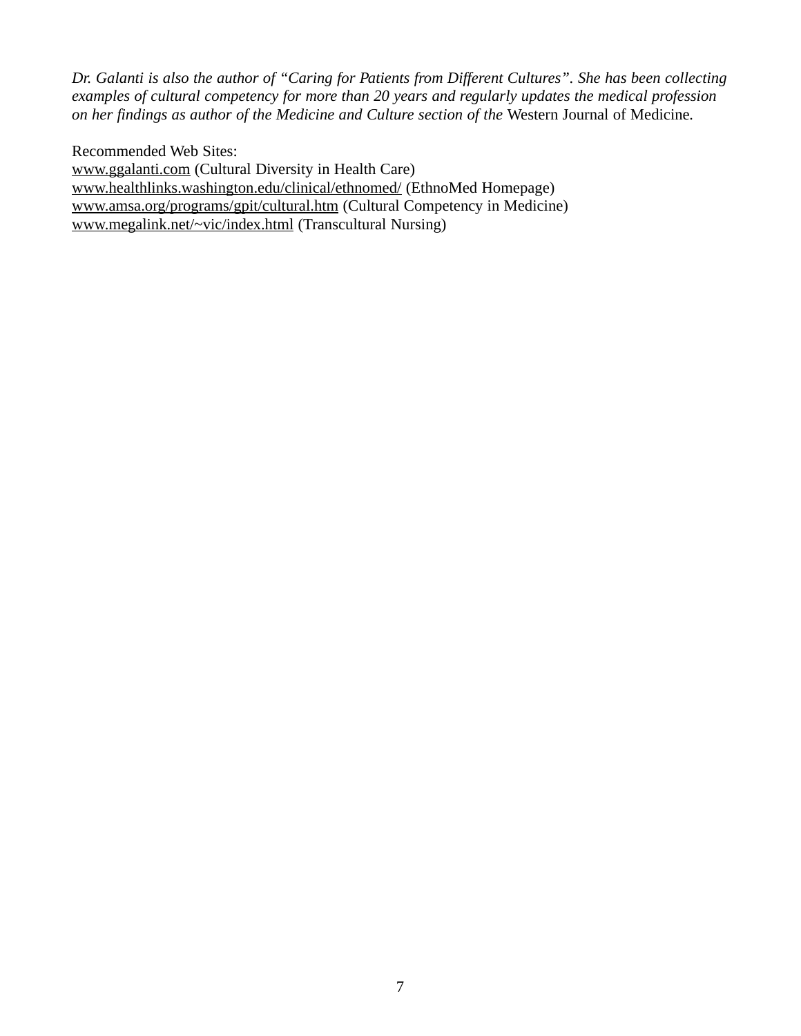*Dr. Galanti is also the author of "Caring for Patients from Different Cultures". She has been collecting examples of cultural competency for more than 20 years and regularly updates the medical profession on her findings as author of the Medicine and Culture section of the* Western Journal of Medicine.

Recommended Web Sites:
www.ggalanti.com (Cultural Diversity in Health Care)
www.healthlinks.washington.edu/clinical/ethnomed/ (EthnoMed Homepage)
www.amsa.org/programs/gpit/cultural.htm (Cultural Competency in Medicine)
www.megalink.net/~vic/index.html (Transcultural Nursing)